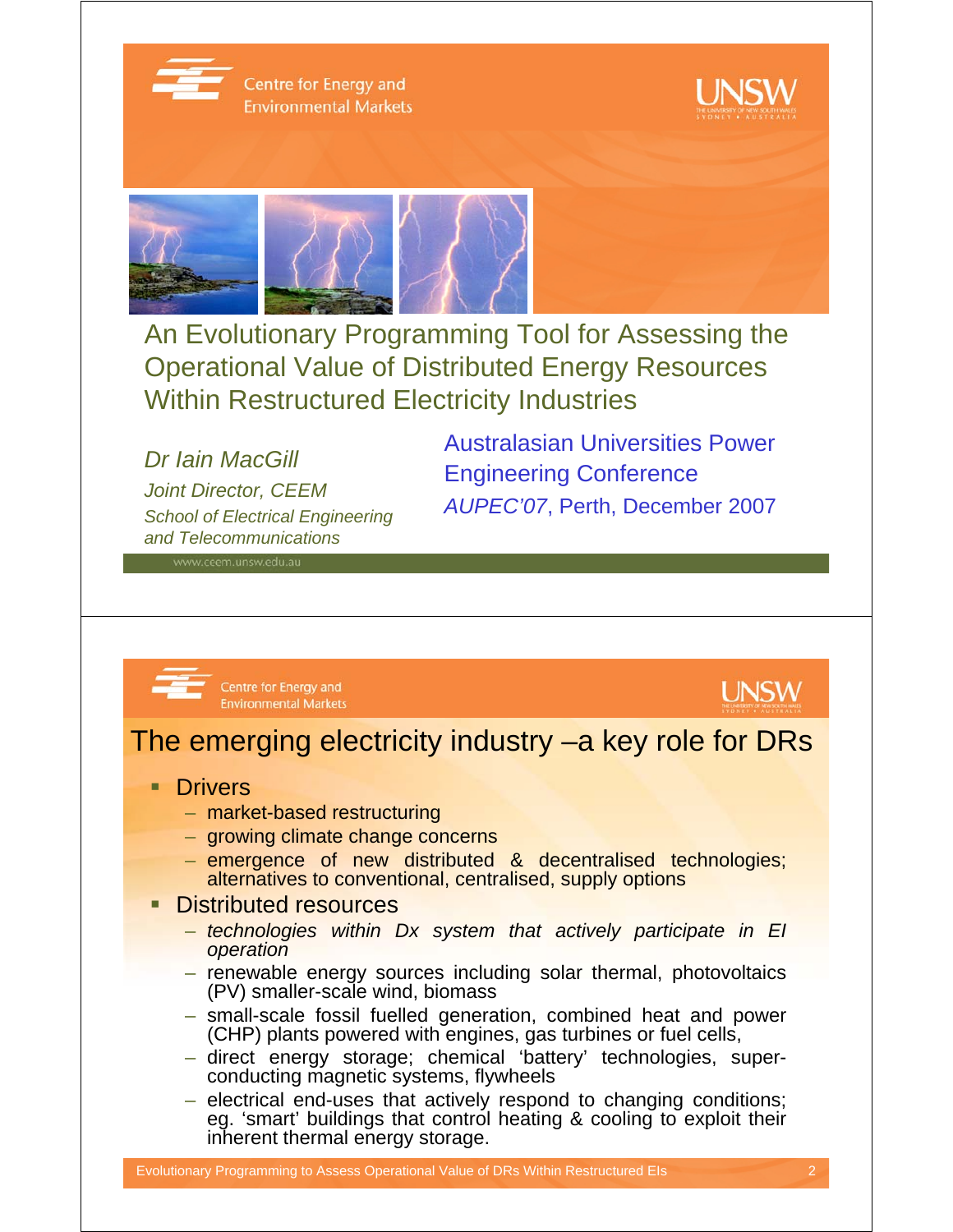Centre for Energy and Environmental Markets

UNSW

# An Evolutionary Programming Tool for Assessing the Operational Value of Distributed Energy Resources Within Restructured Electricity Industries

*Dr Iain MacGill*

*Joint Director, CEEM*

*School of Electrical Engineering and Telecommunications*

Australasian Universities Power Engineering Conference

*AUPEC'07*, Perth, December 2007

www.ceem.unsw.edu.au

---

Centre for Energy and Environmental Markets

UNSW

## The emerging electricity industry –a key role for DRs

- Drivers
  - market-based restructuring
  - growing climate change concerns
  - emergence of new distributed & decentralised technologies; alternatives to conventional, centralised, supply options
- Distributed resources
  - *technologies within Dx system that actively participate in EI operation*
  - renewable energy sources including solar thermal, photovoltaics (PV) smaller-scale wind, biomass
  - small-scale fossil fuelled generation, combined heat and power (CHP) plants powered with engines, gas turbines or fuel cells,
  - direct energy storage; chemical 'battery' technologies, super-conducting magnetic systems, flywheels
  - electrical end-uses that actively respond to changing conditions; eg. 'smart' buildings that control heating & cooling to exploit their inherent thermal energy storage.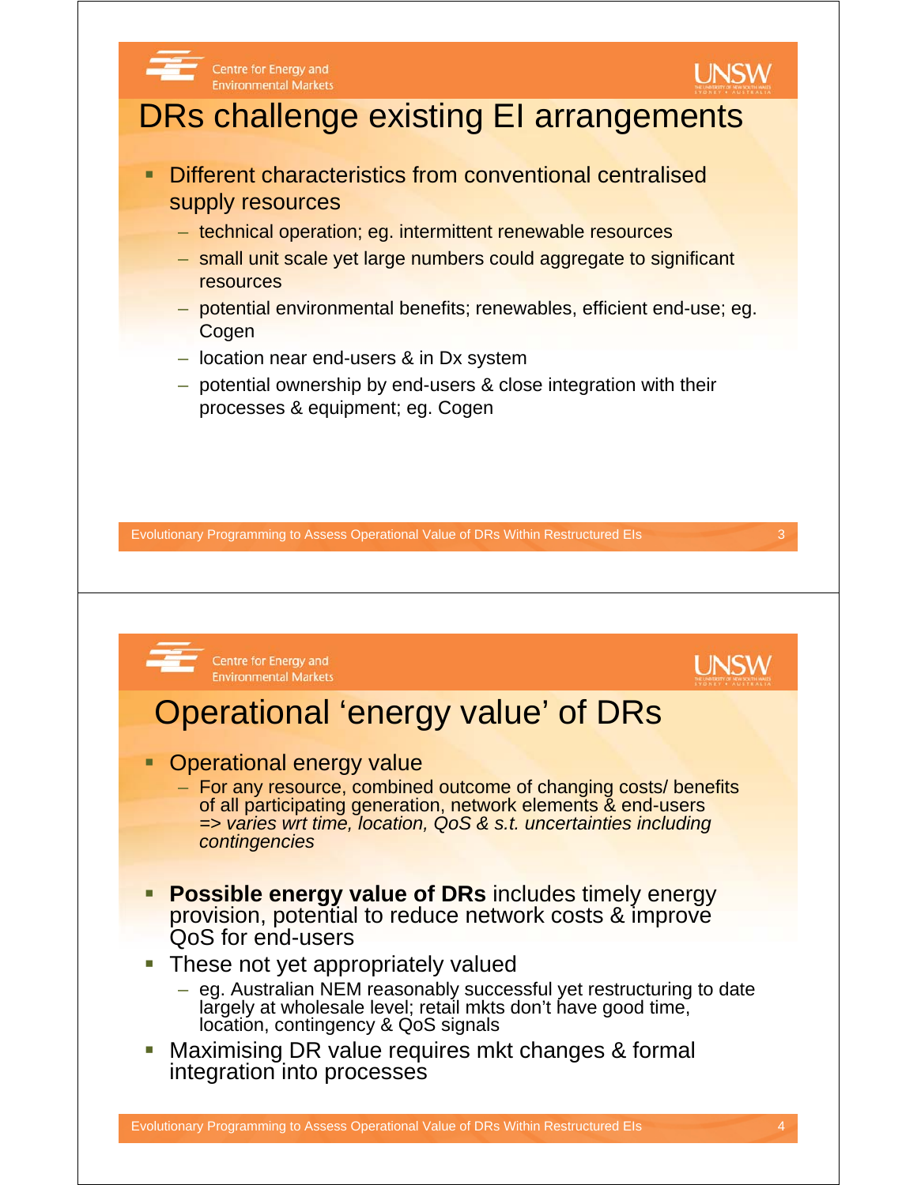# DRs challenge existing EI arrangements

- Different characteristics from conventional centralised supply resources
  - technical operation; eg. intermittent renewable resources
  - small unit scale yet large numbers could aggregate to significant resources
  - potential environmental benefits; renewables, efficient end-use; eg. Cogen
  - location near end-users & in Dx system
  - potential ownership by end-users & close integration with their processes & equipment; eg. Cogen

# Operational 'energy value' of DRs

- Operational energy value
  - For any resource, combined outcome of changing costs/ benefits of all participating generation, network elements & end-users => *varies wrt time, location, QoS & s.t. uncertainties including contingencies*
- **Possible energy value of DRs** includes timely energy provision, potential to reduce network costs & improve QoS for end-users
- These not yet appropriately valued
  - eg. Australian NEM reasonably successful yet restructuring to date largely at wholesale level; retail mkts don't have good time, location, contingency & QoS signals
- Maximising DR value requires mkt changes & formal integration into processes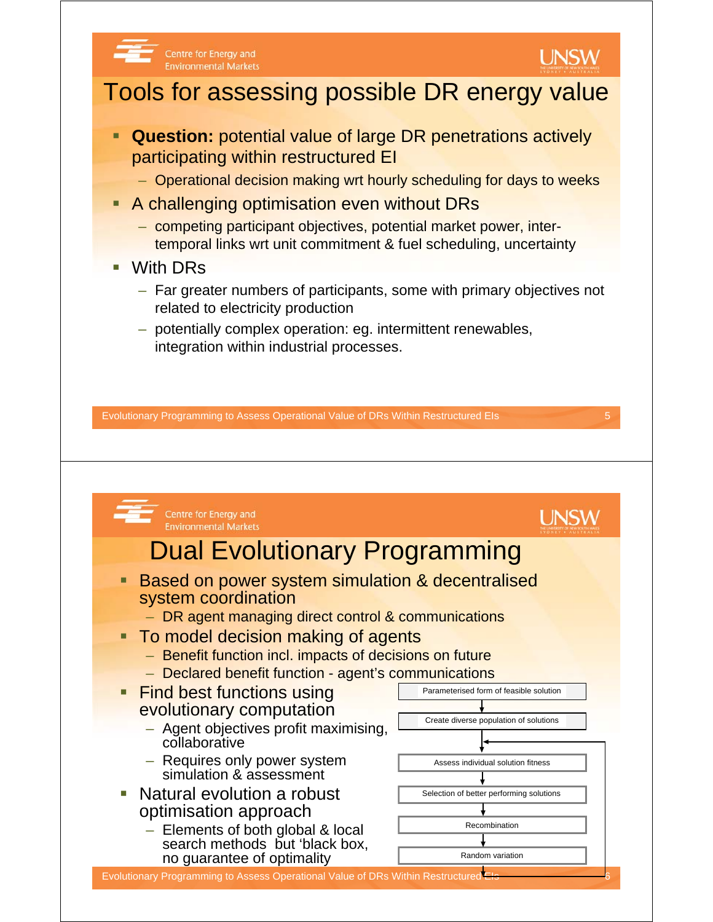# Tools for assessing possible DR energy value

- **Question:** potential value of large DR penetrations actively participating within restructured EI
  - Operational decision making wrt hourly scheduling for days to weeks
- A challenging optimisation even without DRs
  - competing participant objectives, potential market power, inter-temporal links wrt unit commitment & fuel scheduling, uncertainty
- With DRs
  - Far greater numbers of participants, some with primary objectives not related to electricity production
  - potentially complex operation: eg. intermittent renewables, integration within industrial processes.

# Dual Evolutionary Programming

- Based on power system simulation & decentralised system coordination
  - DR agent managing direct control & communications
- To model decision making of agents
  - Benefit function incl. impacts of decisions on future
  - Declared benefit function - agent's communications
- Find best functions using evolutionary computation
  - Agent objectives profit maximising, collaborative
  - Requires only power system simulation & assessment
- Natural evolution a robust optimisation approach
  - Elements of both global & local search methods but 'black box, no guarantee of optimality

Parameterised form of feasible solution
Create diverse population of solutions
Assess individual solution fitness
Selection of better performing solutions
Recombination
Random variation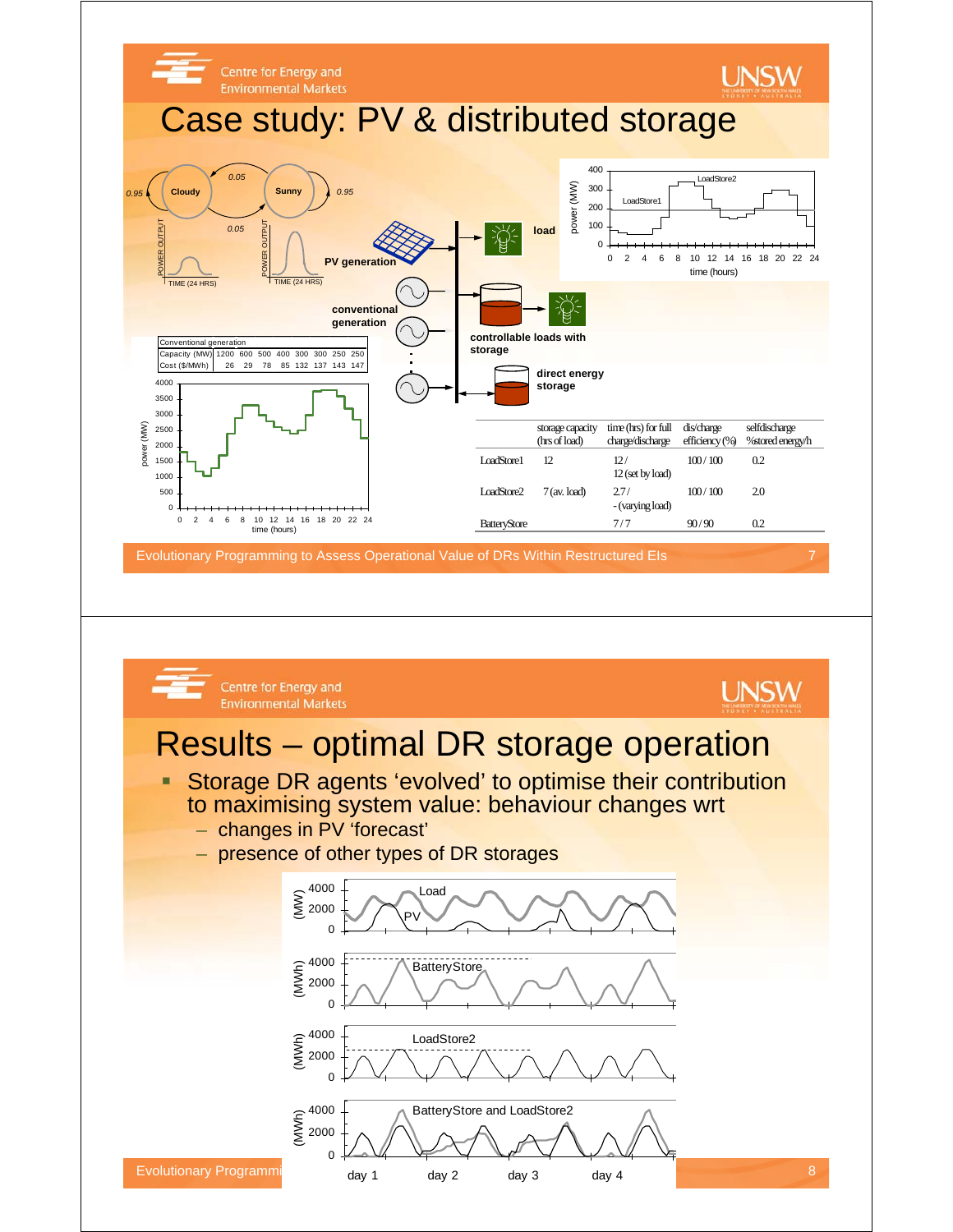# Case study: PV & distributed storage

Cloudy
Sunny
0.95
0.05
0.05
0.95
POWER OUTPUT
TIME (24 HRS)
POWER OUTPUT
TIME (24 HRS)

PV generation

conventional generation

| Conventional generation | | | | | | | | |
|---|---|---|---|---|---|---|---|---|
| Capacity (MW) | 1200 | 600 | 500 | 400 | 300 | 300 | 250 | 250 |
| Cost ($/MWh) | 26 | 29 | 78 | 85 | 132 | 137 | 143 | 147 |

power (MW)
4000
3500
3000
2500
2000
1500
1000
500
0
0 2 4 6 8 10 12 14 16 18 20 22 24
time (hours)

load

power (MW)
400
300
200
100
0
LoadStore2
LoadStore1
0 2 4 6 8 10 12 14 16 18 20 22 24
time (hours)

controllable loads with storage

direct energy storage

| | storage capacity (hrs of load) | time (hrs) for full charge/discharge | dis/charge efficiency (%) | selfdischarge %stored energy/h |
|---|---|---|---|---|
| LoadStore1 | 12 | 12 / 12 (set by load) | 100 / 100 | 0.2 |
| LoadStore2 | 7 (av. load) | 2.7 / - (varying load) | 100 / 100 | 2.0 |
| BatteryStore | | 7 / 7 | 90 / 90 | 0.2 |

# Results – optimal DR storage operation

- Storage DR agents 'evolved' to optimise their contribution to maximising system value: behaviour changes wrt
  - changes in PV 'forecast'
  - presence of other types of DR storages

(MW)
4000
2000
0
Load
PV

(MWh)
4000
2000
0
BatteryStore

(MWh)
4000
2000
0
LoadStore2

(MWh)
4000
2000
0
BatteryStore and LoadStore2

day 1
day 2
day 3
day 4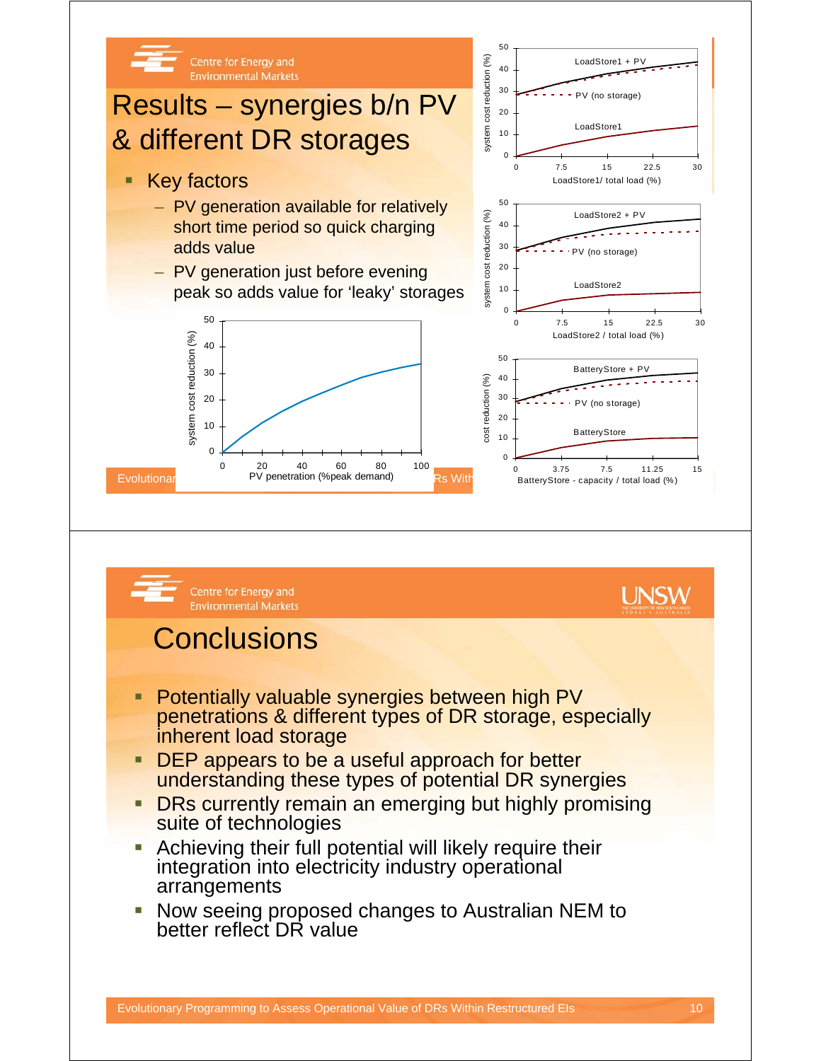## Results – synergies b/n PV & different DR storages

- Key factors
  - PV generation available for relatively short time period so quick charging adds value
  - PV generation just before evening peak so adds value for 'leaky' storages

system cost reduction (%)
50
40
30
20
10
0
0 20 40 60 80 100
PV penetration (%peak demand)

system cost reduction (%)
LoadStore1 + PV
PV (no storage)
LoadStore1
0 7.5 15 22.5 30
LoadStore1/ total load (%)

system cost reduction (%)
LoadStore2 + PV
PV (no storage)
LoadStore2
0 7.5 15 22.5 30
LoadStore2 / total load (%)

cost reduction (%)
BatteryStore + PV
PV (no storage)
BatteryStore
0 3.75 7.5 11.25 15
BatteryStore - capacity / total load (%)

## Conclusions

- Potentially valuable synergies between high PV penetrations & different types of DR storage, especially inherent load storage
- DEP appears to be a useful approach for better understanding these types of potential DR synergies
- DRs currently remain an emerging but highly promising suite of technologies
- Achieving their full potential will likely require their integration into electricity industry operational arrangements
- Now seeing proposed changes to Australian NEM to better reflect DR value